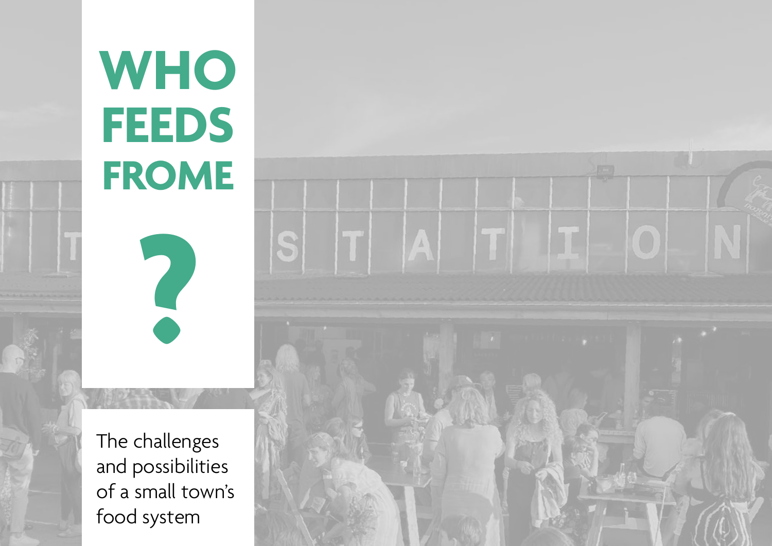# WHO FEEDS FROME?

The challenges and possibilities of a small town's food system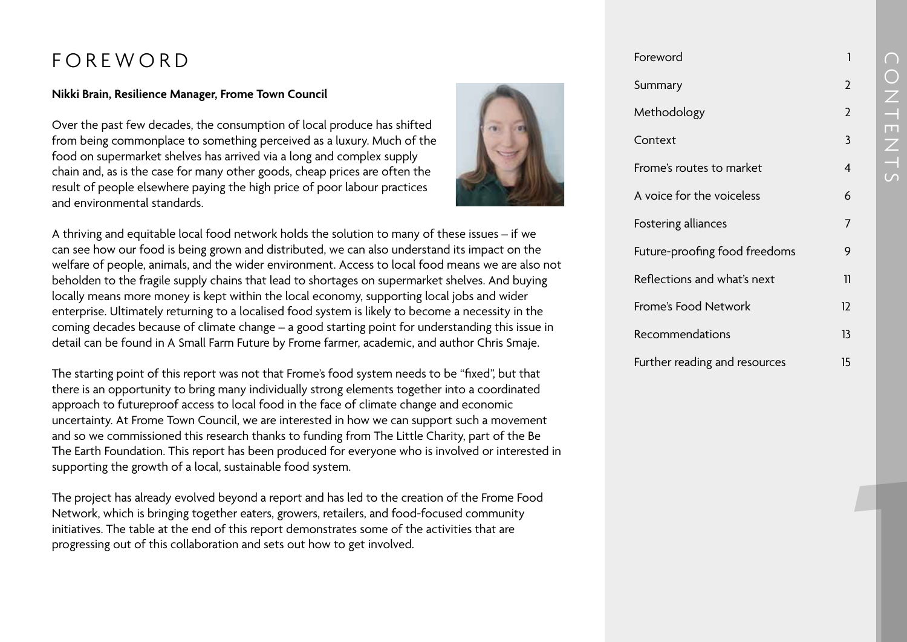# FOREWORD

**Nikki Brain, Resilience Manager, Frome Town Council**

Over the past few decades, the consumption of local produce has shifted from being commonplace to something perceived as a luxury. Much of the food on supermarket shelves has arrived via a long and complex supply chain and, as is the case for many other goods, cheap prices are often the result of people elsewhere paying the high price of poor labour practices and environmental standards.

A thriving and equitable local food network holds the solution to many of these issues – if we can see how our food is being grown and distributed, we can also understand its impact on the welfare of people, animals, and the wider environment. Access to local food means we are also not beholden to the fragile supply chains that lead to shortages on supermarket shelves. And buying locally means more money is kept within the local economy, supporting local jobs and wider enterprise. Ultimately returning to a localised food system is likely to become a necessity in the coming decades because of climate change – a good starting point for understanding this issue in detail can be found in A Small Farm Future by Frome farmer, academic, and author Chris Smaje.

The starting point of this report was not that Frome's food system needs to be "fixed", but that there is an opportunity to bring many individually strong elements together into a coordinated approach to futureproof access to local food in the face of climate change and economic uncertainty. At Frome Town Council, we are interested in how we can support such a movement and so we commissioned this research thanks to funding from The Little Charity, part of the Be The Earth Foundation. This report has been produced for everyone who is involved or interested in supporting the growth of a local, sustainable food system.

The project has already evolved beyond a report and has led to the creation of the Frome Food Network, which is bringing together eaters, growers, retailers, and food-focused community initiatives. The table at the end of this report demonstrates some of the activities that are progressing out of this collaboration and sets out how to get involved.

## CONTENTS

| | |
|---|---|
| Foreword | 1 |
| Summary | 2 |
| Methodology | 2 |
| Context | 3 |
| Frome's routes to market | 4 |
| A voice for the voiceless | 6 |
| Fostering alliances | 7 |
| Future-proofing food freedoms | 9 |
| Reflections and what's next | 11 |
| Frome's Food Network | 12 |
| Recommendations | 13 |
| Further reading and resources | 15 |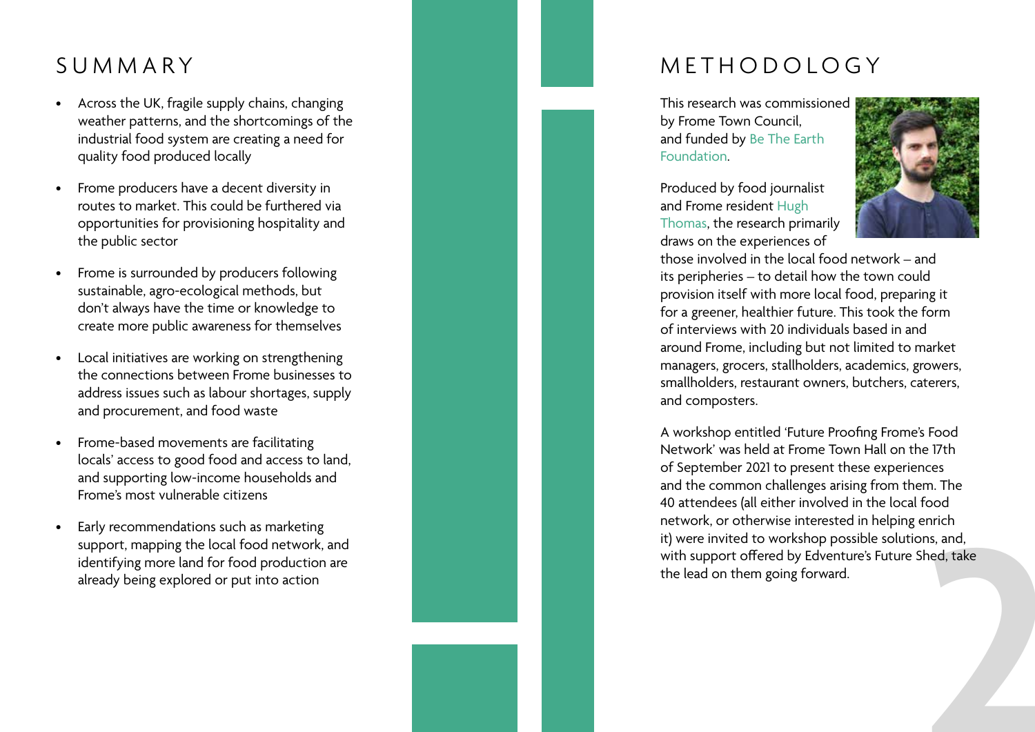## SUMMARY

- Across the UK, fragile supply chains, changing weather patterns, and the shortcomings of the industrial food system are creating a need for quality food produced locally
- Frome producers have a decent diversity in routes to market. This could be furthered via opportunities for provisioning hospitality and the public sector
- Frome is surrounded by producers following sustainable, agro-ecological methods, but don't always have the time or knowledge to create more public awareness for themselves
- Local initiatives are working on strengthening the connections between Frome businesses to address issues such as labour shortages, supply and procurement, and food waste
- Frome-based movements are facilitating locals' access to good food and access to land, and supporting low-income households and Frome's most vulnerable citizens
- Early recommendations such as marketing support, mapping the local food network, and identifying more land for food production are already being explored or put into action

## METHODOLOGY

This research was commissioned by Frome Town Council, and funded by Be The Earth Foundation.

Produced by food journalist and Frome resident Hugh Thomas, the research primarily draws on the experiences of those involved in the local food network – and its peripheries – to detail how the town could provision itself with more local food, preparing it for a greener, healthier future. This took the form of interviews with 20 individuals based in and around Frome, including but not limited to market managers, grocers, stallholders, academics, growers, smallholders, restaurant owners, butchers, caterers, and composters.

A workshop entitled 'Future Proofing Frome's Food Network' was held at Frome Town Hall on the 17th of September 2021 to present these experiences and the common challenges arising from them. The 40 attendees (all either involved in the local food network, or otherwise interested in helping enrich it) were invited to workshop possible solutions, and, with support offered by Edventure's Future Shed, take the lead on them going forward.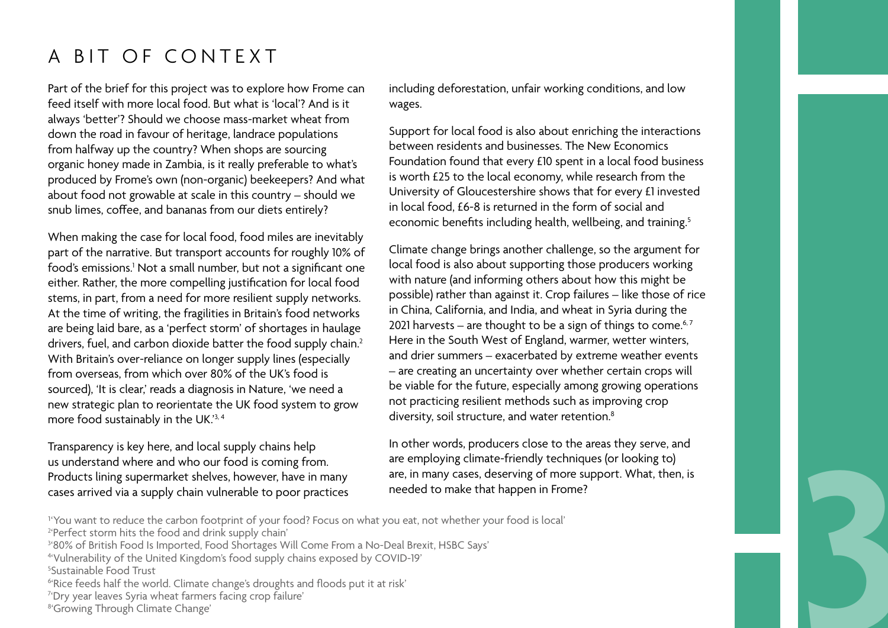# A BIT OF CONTEXT

Part of the brief for this project was to explore how Frome can feed itself with more local food. But what is 'local'? And is it always 'better'? Should we choose mass-market wheat from down the road in favour of heritage, landrace populations from halfway up the country? When shops are sourcing organic honey made in Zambia, is it really preferable to what's produced by Frome's own (non-organic) beekeepers? And what about food not growable at scale in this country – should we snub limes, coffee, and bananas from our diets entirely?

When making the case for local food, food miles are inevitably part of the narrative. But transport accounts for roughly 10% of food's emissions.[1] Not a small number, but not a significant one either. Rather, the more compelling justification for local food stems, in part, from a need for more resilient supply networks. At the time of writing, the fragilities in Britain's food networks are being laid bare, as a 'perfect storm' of shortages in haulage drivers, fuel, and carbon dioxide batter the food supply chain.[2] With Britain's over-reliance on longer supply lines (especially from overseas, from which over 80% of the UK's food is sourced), 'It is clear,' reads a diagnosis in Nature, 'we need a new strategic plan to reorientate the UK food system to grow more food sustainably in the UK.'[3, 4]

Transparency is key here, and local supply chains help us understand where and who our food is coming from. Products lining supermarket shelves, however, have in many cases arrived via a supply chain vulnerable to poor practices including deforestation, unfair working conditions, and low wages.

Support for local food is also about enriching the interactions between residents and businesses. The New Economics Foundation found that every £10 spent in a local food business is worth £25 to the local economy, while research from the University of Gloucestershire shows that for every £1 invested in local food, £6-8 is returned in the form of social and economic benefits including health, wellbeing, and training.[5]

Climate change brings another challenge, so the argument for local food is also about supporting those producers working with nature (and informing others about how this might be possible) rather than against it. Crop failures – like those of rice in China, California, and India, and wheat in Syria during the 2021 harvests – are thought to be a sign of things to come.[6, 7] Here in the South West of England, warmer, wetter winters, and drier summers – exacerbated by extreme weather events – are creating an uncertainty over whether certain crops will be viable for the future, especially among growing operations not practicing resilient methods such as improving crop diversity, soil structure, and water retention.[8]

In other words, producers close to the areas they serve, and are employing climate-friendly techniques (or looking to) are, in many cases, deserving of more support. What, then, is needed to make that happen in Frome?

[1] 'You want to reduce the carbon footprint of your food? Focus on what you eat, not whether your food is local'
[2] 'Perfect storm hits the food and drink supply chain'
[3] '80% of British Food Is Imported, Food Shortages Will Come From a No-Deal Brexit, HSBC Says'
[4] 'Vulnerability of the United Kingdom's food supply chains exposed by COVID-19'
[5] Sustainable Food Trust
[6] 'Rice feeds half the world. Climate change's droughts and floods put it at risk'
[7] 'Dry year leaves Syria wheat farmers facing crop failure'
[8] 'Growing Through Climate Change'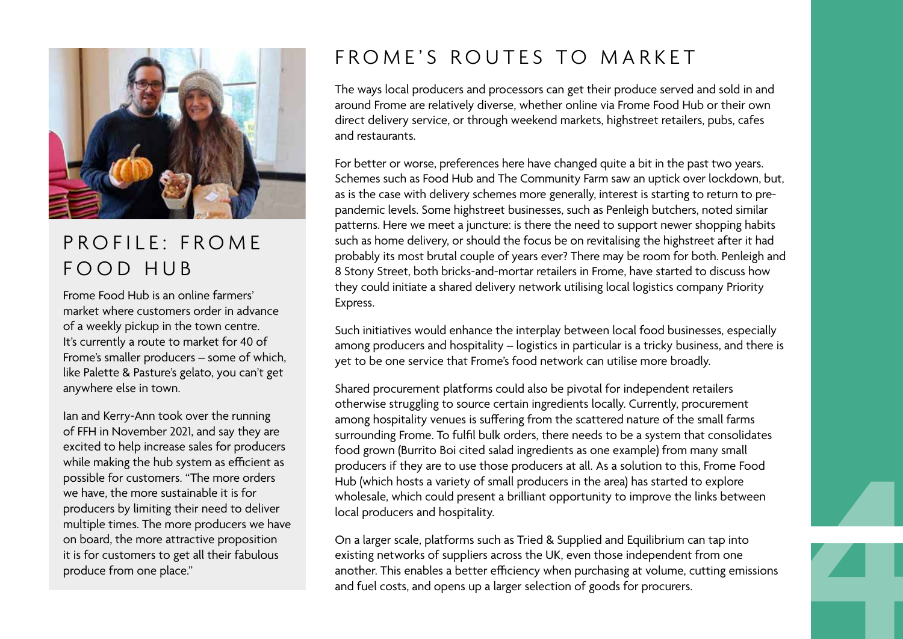## PROFILE: FROME FOOD HUB

Frome Food Hub is an online farmers' market where customers order in advance of a weekly pickup in the town centre. It's currently a route to market for 40 of Frome's smaller producers – some of which, like Palette & Pasture's gelato, you can't get anywhere else in town.

Ian and Kerry-Ann took over the running of FFH in November 2021, and say they are excited to help increase sales for producers while making the hub system as efficient as possible for customers. "The more orders we have, the more sustainable it is for producers by limiting their need to deliver multiple times. The more producers we have on board, the more attractive proposition it is for customers to get all their fabulous produce from one place."

## FROME'S ROUTES TO MARKET

The ways local producers and processors can get their produce served and sold in and around Frome are relatively diverse, whether online via Frome Food Hub or their own direct delivery service, or through weekend markets, highstreet retailers, pubs, cafes and restaurants.

For better or worse, preferences here have changed quite a bit in the past two years. Schemes such as Food Hub and The Community Farm saw an uptick over lockdown, but, as is the case with delivery schemes more generally, interest is starting to return to pre-pandemic levels. Some highstreet businesses, such as Penleigh butchers, noted similar patterns. Here we meet a juncture: is there the need to support newer shopping habits such as home delivery, or should the focus be on revitalising the highstreet after it had probably its most brutal couple of years ever? There may be room for both. Penleigh and 8 Stony Street, both bricks-and-mortar retailers in Frome, have started to discuss how they could initiate a shared delivery network utilising local logistics company Priority Express.

Such initiatives would enhance the interplay between local food businesses, especially among producers and hospitality – logistics in particular is a tricky business, and there is yet to be one service that Frome's food network can utilise more broadly.

Shared procurement platforms could also be pivotal for independent retailers otherwise struggling to source certain ingredients locally. Currently, procurement among hospitality venues is suffering from the scattered nature of the small farms surrounding Frome. To fulfil bulk orders, there needs to be a system that consolidates food grown (Burrito Boi cited salad ingredients as one example) from many small producers if they are to use those producers at all. As a solution to this, Frome Food Hub (which hosts a variety of small producers in the area) has started to explore wholesale, which could present a brilliant opportunity to improve the links between local producers and hospitality.

On a larger scale, platforms such as Tried & Supplied and Equilibrium can tap into existing networks of suppliers across the UK, even those independent from one another. This enables a better efficiency when purchasing at volume, cutting emissions and fuel costs, and opens up a larger selection of goods for procurers.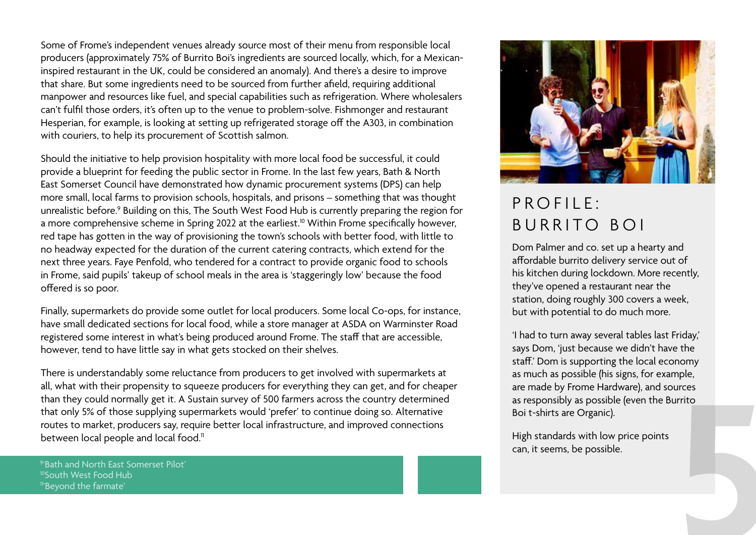Some of Frome's independent venues already source most of their menu from responsible local producers (approximately 75% of Burrito Boi's ingredients are sourced locally, which, for a Mexican-inspired restaurant in the UK, could be considered an anomaly). And there's a desire to improve that share. But some ingredients need to be sourced from further afield, requiring additional manpower and resources like fuel, and special capabilities such as refrigeration. Where wholesalers can't fulfil those orders, it's often up to the venue to problem-solve. Fishmonger and restaurant Hesperian, for example, is looking at setting up refrigerated storage off the A303, in combination with couriers, to help its procurement of Scottish salmon.

Should the initiative to help provision hospitality with more local food be successful, it could provide a blueprint for feeding the public sector in Frome. In the last few years, Bath & North East Somerset Council have demonstrated how dynamic procurement systems (DPS) can help more small, local farms to provision schools, hospitals, and prisons – something that was thought unrealistic before.[9] Building on this, The South West Food Hub is currently preparing the region for a more comprehensive scheme in Spring 2022 at the earliest.[10] Within Frome specifically however, red tape has gotten in the way of provisioning the town's schools with better food, with little to no headway expected for the duration of the current catering contracts, which extend for the next three years. Faye Penfold, who tendered for a contract to provide organic food to schools in Frome, said pupils' takeup of school meals in the area is 'staggeringly low' because the food offered is so poor.

Finally, supermarkets do provide some outlet for local producers. Some local Co-ops, for instance, have small dedicated sections for local food, while a store manager at ASDA on Warminster Road registered some interest in what's being produced around Frome. The staff that are accessible, however, tend to have little say in what gets stocked on their shelves.

There is understandably some reluctance from producers to get involved with supermarkets at all, what with their propensity to squeeze producers for everything they can get, and for cheaper than they could normally get it. A Sustain survey of 500 farmers across the country determined that only 5% of those supplying supermarkets would 'prefer' to continue doing so. Alternative routes to market, producers say, require better local infrastructure, and improved connections between local people and local food.[11]

[9] 'Bath and North East Somerset Pilot'
[10] South West Food Hub
[11] 'Beyond the farmate'

## PROFILE: BURRITO BOI

Dom Palmer and co. set up a hearty and affordable burrito delivery service out of his kitchen during lockdown. More recently, they've opened a restaurant near the station, doing roughly 300 covers a week, but with potential to do much more.

'I had to turn away several tables last Friday,' says Dom, 'just because we didn't have the staff.' Dom is supporting the local economy as much as possible (his signs, for example, are made by Frome Hardware), and sources as responsibly as possible (even the Burrito Boi t-shirts are Organic).

High standards with low price points can, it seems, be possible.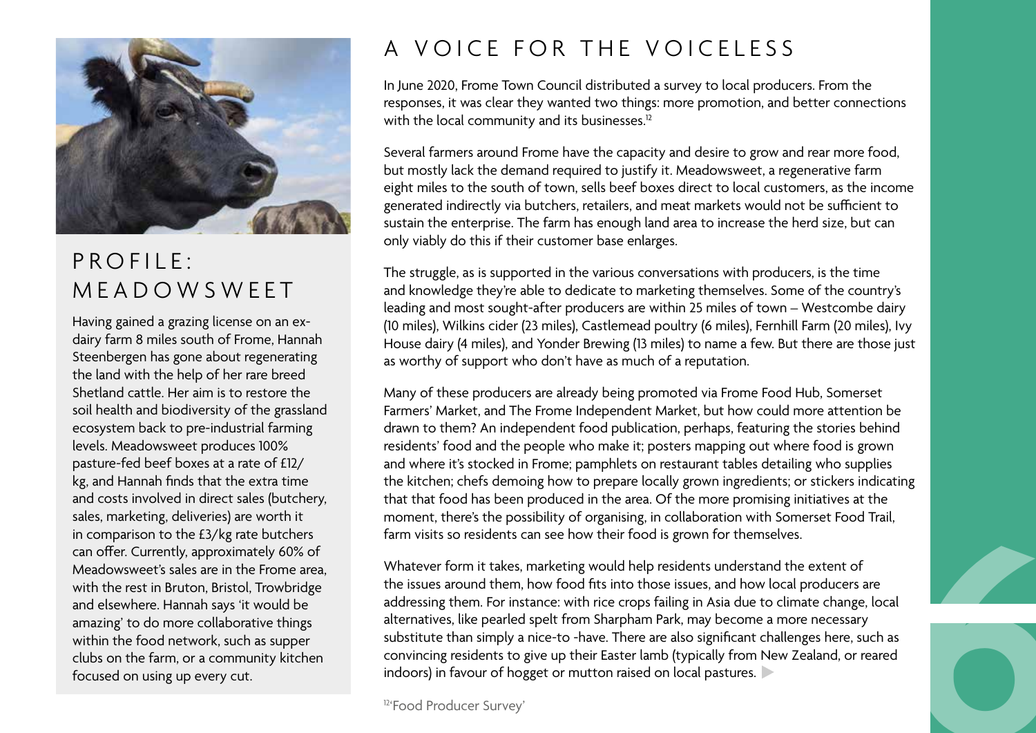# A VOICE FOR THE VOICELESS

In June 2020, Frome Town Council distributed a survey to local producers. From the responses, it was clear they wanted two things: more promotion, and better connections with the local community and its businesses.[12]

Several farmers around Frome have the capacity and desire to grow and rear more food, but mostly lack the demand required to justify it. Meadowsweet, a regenerative farm eight miles to the south of town, sells beef boxes direct to local customers, as the income generated indirectly via butchers, retailers, and meat markets would not be sufficient to sustain the enterprise. The farm has enough land area to increase the herd size, but can only viably do this if their customer base enlarges.

The struggle, as is supported in the various conversations with producers, is the time and knowledge they're able to dedicate to marketing themselves. Some of the country's leading and most sought-after producers are within 25 miles of town – Westcombe dairy (10 miles), Wilkins cider (23 miles), Castlemead poultry (6 miles), Fernhill Farm (20 miles), Ivy House dairy (4 miles), and Yonder Brewing (13 miles) to name a few. But there are those just as worthy of support who don't have as much of a reputation.

Many of these producers are already being promoted via Frome Food Hub, Somerset Farmers' Market, and The Frome Independent Market, but how could more attention be drawn to them? An independent food publication, perhaps, featuring the stories behind residents' food and the people who make it; posters mapping out where food is grown and where it's stocked in Frome; pamphlets on restaurant tables detailing who supplies the kitchen; chefs demoing how to prepare locally grown ingredients; or stickers indicating that that food has been produced in the area. Of the more promising initiatives at the moment, there's the possibility of organising, in collaboration with Somerset Food Trail, farm visits so residents can see how their food is grown for themselves.

Whatever form it takes, marketing would help residents understand the extent of the issues around them, how food fits into those issues, and how local producers are addressing them. For instance: with rice crops failing in Asia due to climate change, local alternatives, like pearled spelt from Sharpham Park, may become a more necessary substitute than simply a nice-to -have. There are also significant challenges here, such as convincing residents to give up their Easter lamb (typically from New Zealand, or reared indoors) in favour of hogget or mutton raised on local pastures.

[12] 'Food Producer Survey'

## PROFILE: MEADOWSWEET

Having gained a grazing license on an ex-dairy farm 8 miles south of Frome, Hannah Steenbergen has gone about regenerating the land with the help of her rare breed Shetland cattle. Her aim is to restore the soil health and biodiversity of the grassland ecosystem back to pre-industrial farming levels. Meadowsweet produces 100% pasture-fed beef boxes at a rate of £12/kg, and Hannah finds that the extra time and costs involved in direct sales (butchery, sales, marketing, deliveries) are worth it in comparison to the £3/kg rate butchers can offer. Currently, approximately 60% of Meadowsweet's sales are in the Frome area, with the rest in Bruton, Bristol, Trowbridge and elsewhere. Hannah says 'it would be amazing' to do more collaborative things within the food network, such as supper clubs on the farm, or a community kitchen focused on using up every cut.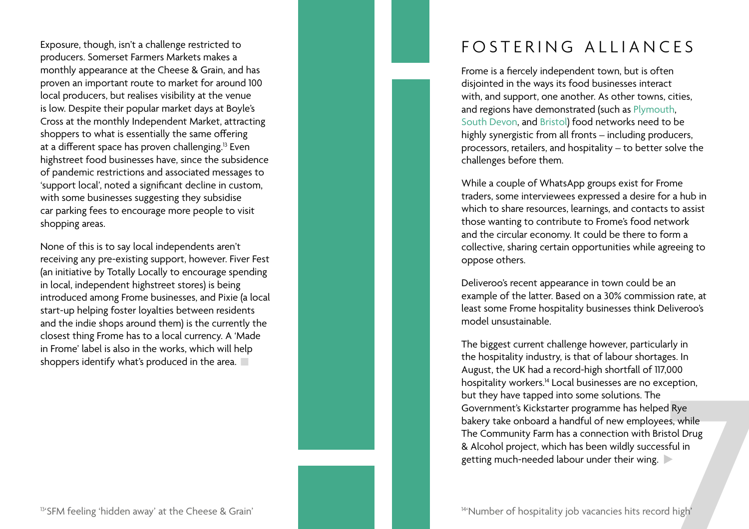Exposure, though, isn't a challenge restricted to producers. Somerset Farmers Markets makes a monthly appearance at the Cheese & Grain, and has proven an important route to market for around 100 local producers, but realises visibility at the venue is low. Despite their popular market days at Boyle's Cross at the monthly Independent Market, attracting shoppers to what is essentially the same offering at a different space has proven challenging.[13] Even highstreet food businesses have, since the subsidence of pandemic restrictions and associated messages to 'support local', noted a significant decline in custom, with some businesses suggesting they subsidise car parking fees to encourage more people to visit shopping areas.

None of this is to say local independents aren't receiving any pre-existing support, however. Fiver Fest (an initiative by Totally Locally to encourage spending in local, independent highstreet stores) is being introduced among Frome businesses, and Pixie (a local start-up helping foster loyalties between residents and the indie shops around them) is the currently the closest thing Frome has to a local currency. A 'Made in Frome' label is also in the works, which will help shoppers identify what's produced in the area.

[13] 'SFM feeling 'hidden away' at the Cheese & Grain'

# FOSTERING ALLIANCES

Frome is a fiercely independent town, but is often disjointed in the ways its food businesses interact with, and support, one another. As other towns, cities, and regions have demonstrated (such as Plymouth, South Devon, and Bristol) food networks need to be highly synergistic from all fronts – including producers, processors, retailers, and hospitality – to better solve the challenges before them.

While a couple of WhatsApp groups exist for Frome traders, some interviewees expressed a desire for a hub in which to share resources, learnings, and contacts to assist those wanting to contribute to Frome's food network and the circular economy. It could be there to form a collective, sharing certain opportunities while agreeing to oppose others.

Deliveroo's recent appearance in town could be an example of the latter. Based on a 30% commission rate, at least some Frome hospitality businesses think Deliveroo's model unsustainable.

The biggest current challenge however, particularly in the hospitality industry, is that of labour shortages. In August, the UK had a record-high shortfall of 117,000 hospitality workers.[14] Local businesses are no exception, but they have tapped into some solutions. The Government's Kickstarter programme has helped Rye bakery take onboard a handful of new employees, while The Community Farm has a connection with Bristol Drug & Alcohol project, which has been wildly successful in getting much-needed labour under their wing.

[14] 'Number of hospitality job vacancies hits record high'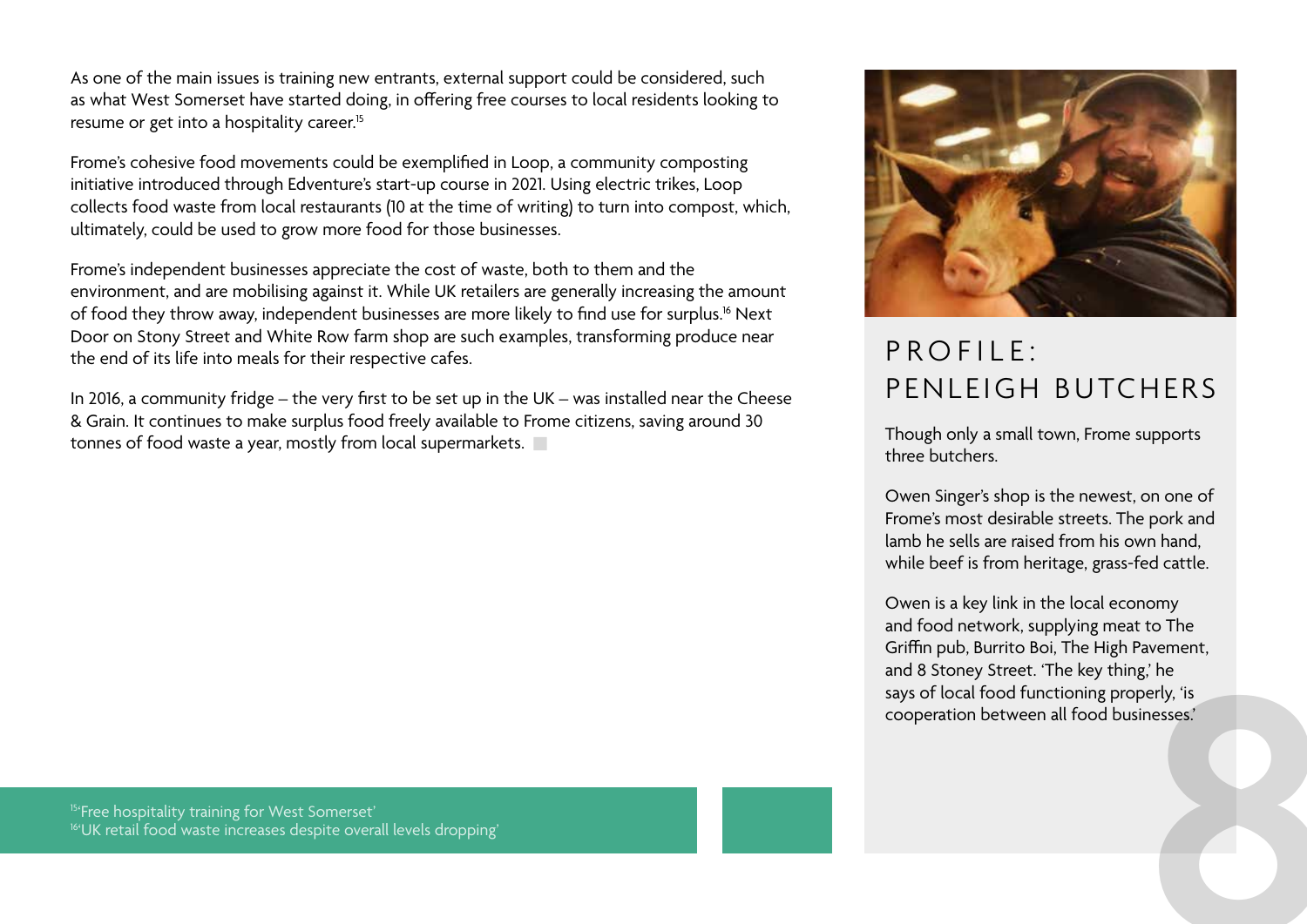As one of the main issues is training new entrants, external support could be considered, such as what West Somerset have started doing, in offering free courses to local residents looking to resume or get into a hospitality career.[15]

Frome's cohesive food movements could be exemplified in Loop, a community composting initiative introduced through Edventure's start-up course in 2021. Using electric trikes, Loop collects food waste from local restaurants (10 at the time of writing) to turn into compost, which, ultimately, could be used to grow more food for those businesses.

Frome's independent businesses appreciate the cost of waste, both to them and the environment, and are mobilising against it. While UK retailers are generally increasing the amount of food they throw away, independent businesses are more likely to find use for surplus.[16] Next Door on Stony Street and White Row farm shop are such examples, transforming produce near the end of its life into meals for their respective cafes.

In 2016, a community fridge – the very first to be set up in the UK – was installed near the Cheese & Grain. It continues to make surplus food freely available to Frome citizens, saving around 30 tonnes of food waste a year, mostly from local supermarkets.

## PROFILE: PENLEIGH BUTCHERS

Though only a small town, Frome supports three butchers.

Owen Singer's shop is the newest, on one of Frome's most desirable streets. The pork and lamb he sells are raised from his own hand, while beef is from heritage, grass-fed cattle.

Owen is a key link in the local economy and food network, supplying meat to The Griffin pub, Burrito Boi, The High Pavement, and 8 Stoney Street. 'The key thing,' he says of local food functioning properly, 'is cooperation between all food businesses.'

[15] 'Free hospitality training for West Somerset'
[16] 'UK retail food waste increases despite overall levels dropping'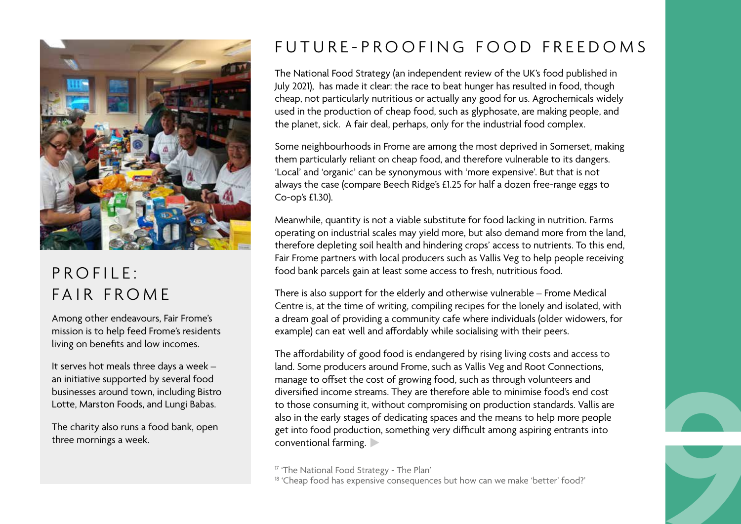## PROFILE: FAIR FROME

Among other endeavours, Fair Frome's mission is to help feed Frome's residents living on benefits and low incomes.

It serves hot meals three days a week – an initiative supported by several food businesses around town, including Bistro Lotte, Marston Foods, and Lungi Babas.

The charity also runs a food bank, open three mornings a week.

# FUTURE-PROOFING FOOD FREEDOMS

The National Food Strategy (an independent review of the UK's food published in July 2021), has made it clear: the race to beat hunger has resulted in food, though cheap, not particularly nutritious or actually any good for us. Agrochemicals widely used in the production of cheap food, such as glyphosate, are making people, and the planet, sick. A fair deal, perhaps, only for the industrial food complex.

Some neighbourhoods in Frome are among the most deprived in Somerset, making them particularly reliant on cheap food, and therefore vulnerable to its dangers. 'Local' and 'organic' can be synonymous with 'more expensive'. But that is not always the case (compare Beech Ridge's £1.25 for half a dozen free-range eggs to Co-op's £1.30).

Meanwhile, quantity is not a viable substitute for food lacking in nutrition. Farms operating on industrial scales may yield more, but also demand more from the land, therefore depleting soil health and hindering crops' access to nutrients. To this end, Fair Frome partners with local producers such as Vallis Veg to help people receiving food bank parcels gain at least some access to fresh, nutritious food.

There is also support for the elderly and otherwise vulnerable – Frome Medical Centre is, at the time of writing, compiling recipes for the lonely and isolated, with a dream goal of providing a community cafe where individuals (older widowers, for example) can eat well and affordably while socialising with their peers.

The affordability of good food is endangered by rising living costs and access to land. Some producers around Frome, such as Vallis Veg and Root Connections, manage to offset the cost of growing food, such as through volunteers and diversified income streams. They are therefore able to minimise food's end cost to those consuming it, without compromising on production standards. Vallis are also in the early stages of dedicating spaces and the means to help more people get into food production, something very difficult among aspiring entrants into conventional farming.

[17] 'The National Food Strategy - The Plan'
[18] 'Cheap food has expensive consequences but how can we make 'better' food?'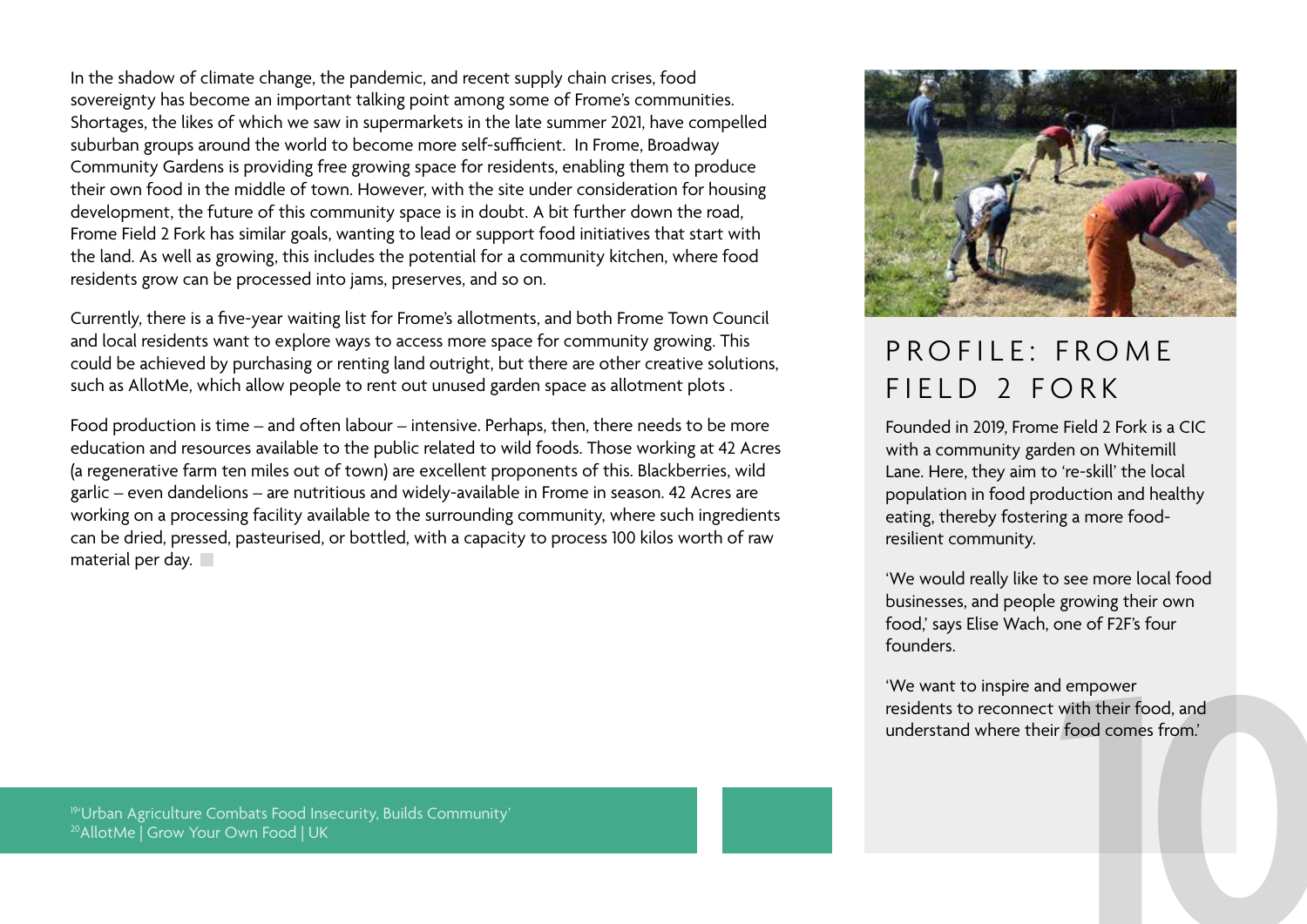In the shadow of climate change, the pandemic, and recent supply chain crises, food sovereignty has become an important talking point among some of Frome's communities. Shortages, the likes of which we saw in supermarkets in the late summer 2021, have compelled suburban groups around the world to become more self-sufficient. In Frome, Broadway Community Gardens is providing free growing space for residents, enabling them to produce their own food in the middle of town. However, with the site under consideration for housing development, the future of this community space is in doubt. A bit further down the road, Frome Field 2 Fork has similar goals, wanting to lead or support food initiatives that start with the land. As well as growing, this includes the potential for a community kitchen, where food residents grow can be processed into jams, preserves, and so on.

Currently, there is a five-year waiting list for Frome's allotments, and both Frome Town Council and local residents want to explore ways to access more space for community growing. This could be achieved by purchasing or renting land outright, but there are other creative solutions, such as AllotMe, which allow people to rent out unused garden space as allotment plots .

Food production is time – and often labour – intensive. Perhaps, then, there needs to be more education and resources available to the public related to wild foods. Those working at 42 Acres (a regenerative farm ten miles out of town) are excellent proponents of this. Blackberries, wild garlic – even dandelions – are nutritious and widely-available in Frome in season. 42 Acres are working on a processing facility available to the surrounding community, where such ingredients can be dried, pressed, pasteurised, or bottled, with a capacity to process 100 kilos worth of raw material per day.

## PROFILE: FROME FIELD 2 FORK

Founded in 2019, Frome Field 2 Fork is a CIC with a community garden on Whitemill Lane. Here, they aim to 're-skill' the local population in food production and healthy eating, thereby fostering a more food-resilient community.

'We would really like to see more local food businesses, and people growing their own food,' says Elise Wach, one of F2F's four founders.

'We want to inspire and empower residents to reconnect with their food, and understand where their food comes from.'

[19]'Urban Agriculture Combats Food Insecurity, Builds Community'
[20]AllotMe | Grow Your Own Food | UK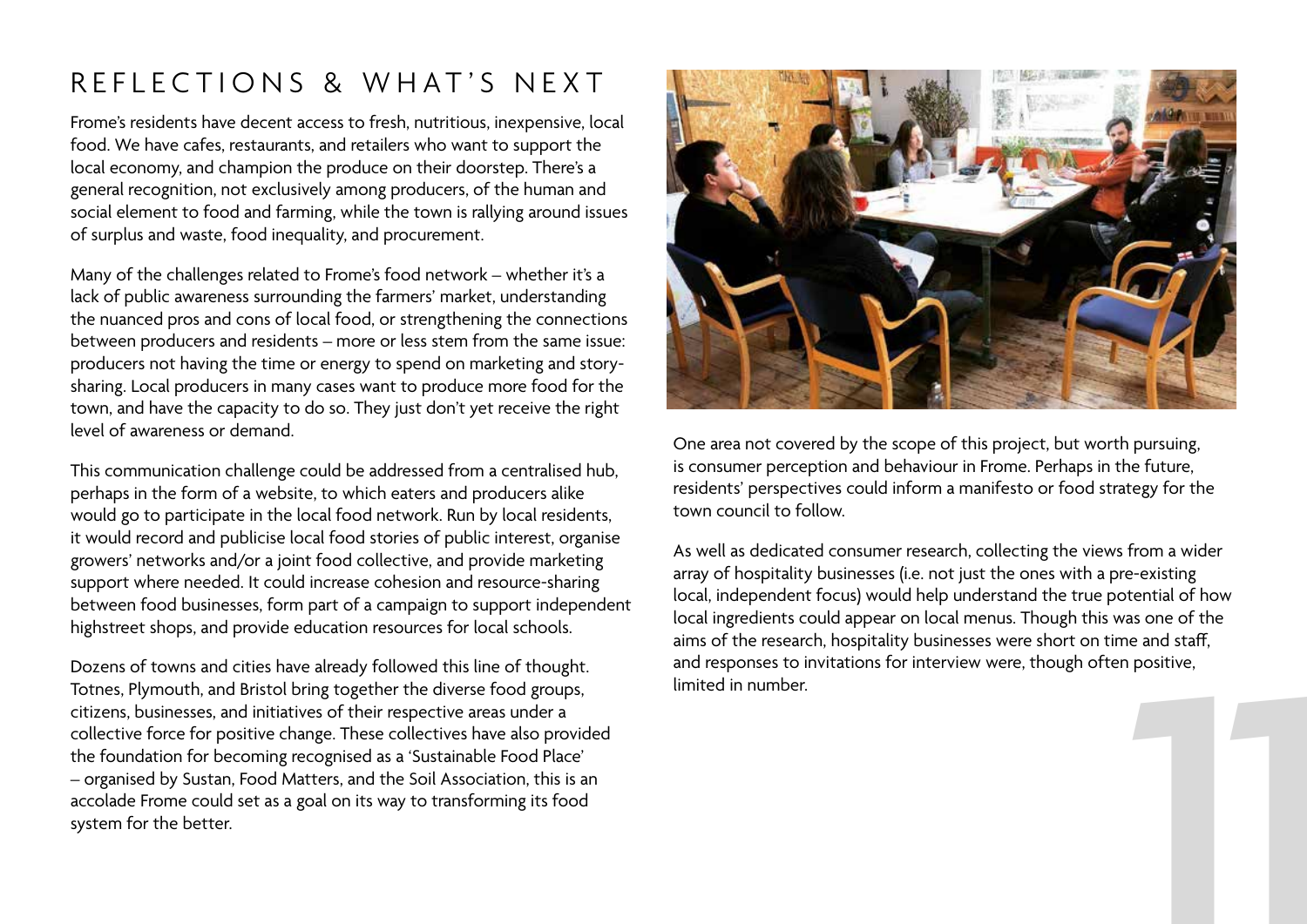# REFLECTIONS & WHAT'S NEXT

Frome's residents have decent access to fresh, nutritious, inexpensive, local food. We have cafes, restaurants, and retailers who want to support the local economy, and champion the produce on their doorstep. There's a general recognition, not exclusively among producers, of the human and social element to food and farming, while the town is rallying around issues of surplus and waste, food inequality, and procurement.

Many of the challenges related to Frome's food network – whether it's a lack of public awareness surrounding the farmers' market, understanding the nuanced pros and cons of local food, or strengthening the connections between producers and residents – more or less stem from the same issue: producers not having the time or energy to spend on marketing and story-sharing. Local producers in many cases want to produce more food for the town, and have the capacity to do so. They just don't yet receive the right level of awareness or demand.

This communication challenge could be addressed from a centralised hub, perhaps in the form of a website, to which eaters and producers alike would go to participate in the local food network. Run by local residents, it would record and publicise local food stories of public interest, organise growers' networks and/or a joint food collective, and provide marketing support where needed. It could increase cohesion and resource-sharing between food businesses, form part of a campaign to support independent highstreet shops, and provide education resources for local schools.

Dozens of towns and cities have already followed this line of thought. Totnes, Plymouth, and Bristol bring together the diverse food groups, citizens, businesses, and initiatives of their respective areas under a collective force for positive change. These collectives have also provided the foundation for becoming recognised as a 'Sustainable Food Place' – organised by Sustan, Food Matters, and the Soil Association, this is an accolade Frome could set as a goal on its way to transforming its food system for the better.

One area not covered by the scope of this project, but worth pursuing, is consumer perception and behaviour in Frome. Perhaps in the future, residents' perspectives could inform a manifesto or food strategy for the town council to follow.

As well as dedicated consumer research, collecting the views from a wider array of hospitality businesses (i.e. not just the ones with a pre-existing local, independent focus) would help understand the true potential of how local ingredients could appear on local menus. Though this was one of the aims of the research, hospitality businesses were short on time and staff, and responses to invitations for interview were, though often positive, limited in number.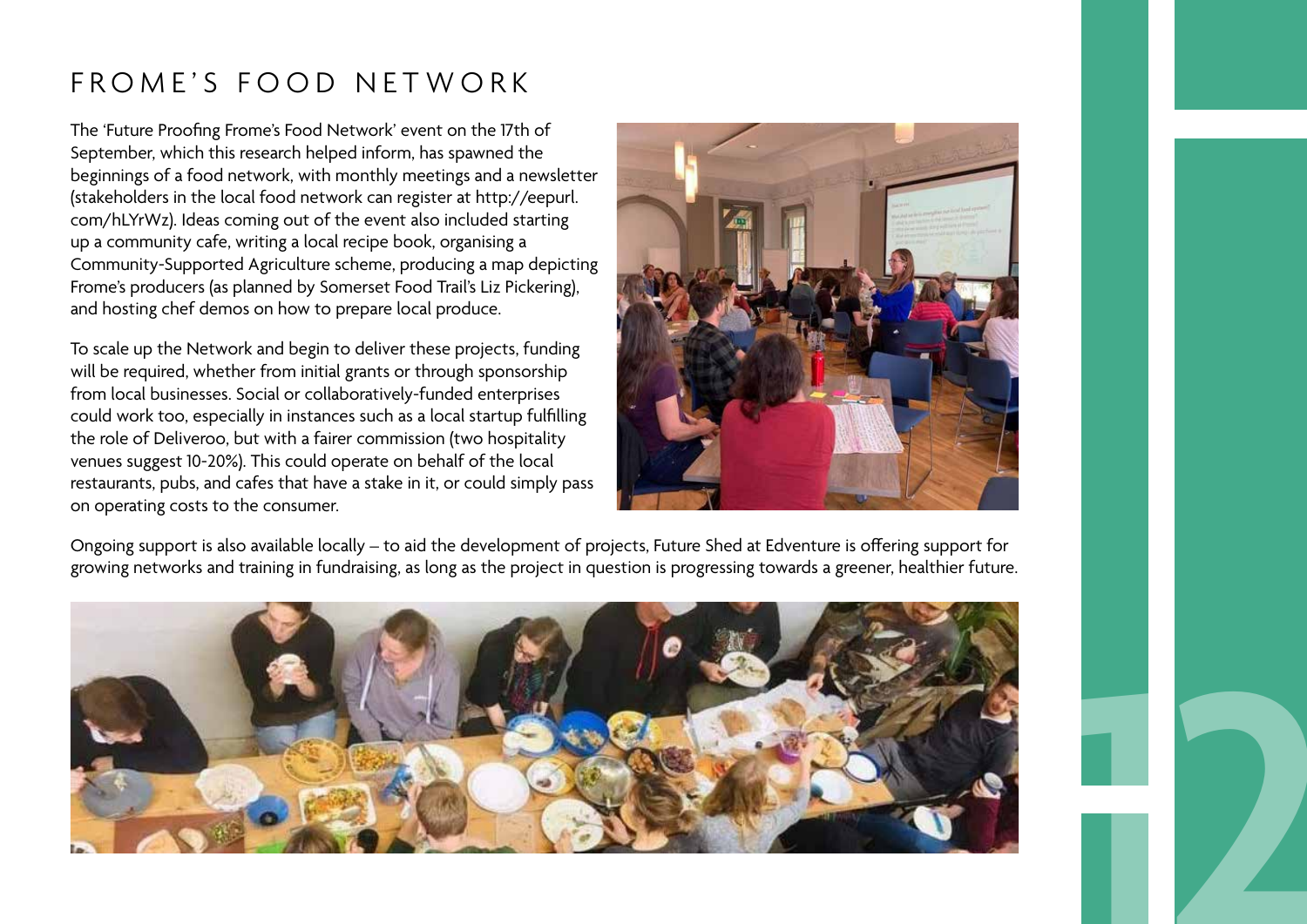# FROME'S FOOD NETWORK

The 'Future Proofing Frome's Food Network' event on the 17th of September, which this research helped inform, has spawned the beginnings of a food network, with monthly meetings and a newsletter (stakeholders in the local food network can register at http://eepurl.com/hLYrWz). Ideas coming out of the event also included starting up a community cafe, writing a local recipe book, organising a Community-Supported Agriculture scheme, producing a map depicting Frome's producers (as planned by Somerset Food Trail's Liz Pickering), and hosting chef demos on how to prepare local produce.

To scale up the Network and begin to deliver these projects, funding will be required, whether from initial grants or through sponsorship from local businesses. Social or collaboratively-funded enterprises could work too, especially in instances such as a local startup fulfilling the role of Deliveroo, but with a fairer commission (two hospitality venues suggest 10-20%). This could operate on behalf of the local restaurants, pubs, and cafes that have a stake in it, or could simply pass on operating costs to the consumer.

Ongoing support is also available locally – to aid the development of projects, Future Shed at Edventure is offering support for growing networks and training in fundraising, as long as the project in question is progressing towards a greener, healthier future.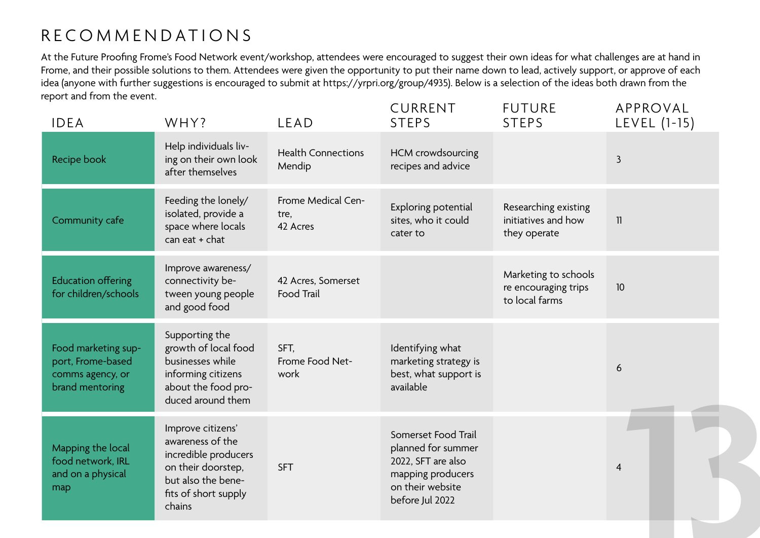# RECOMMENDATIONS

At the Future Proofing Frome's Food Network event/workshop, attendees were encouraged to suggest their own ideas for what challenges are at hand in Frome, and their possible solutions to them. Attendees were given the opportunity to put their name down to lead, actively support, or approve of each idea (anyone with further suggestions is encouraged to submit at https://yrpri.org/group/4935). Below is a selection of the ideas both drawn from the report and from the event.

| IDEA | WHY? | LEAD | CURRENT STEPS | FUTURE STEPS | APPROVAL LEVEL (1-15) |
|---|---|---|---|---|---|
| Recipe book | Help individuals living on their own look after themselves | Health Connections Mendip | HCM crowdsourcing recipes and advice | | 3 |
| Community cafe | Feeding the lonely/isolated, provide a space where locals can eat + chat | Frome Medical Centre, 42 Acres | Exploring potential sites, who it could cater to | Researching existing initiatives and how they operate | 11 |
| Education offering for children/schools | Improve awareness/connectivity between young people and good food | 42 Acres, Somerset Food Trail | | Marketing to schools re encouraging trips to local farms | 10 |
| Food marketing support, Frome-based comms agency, or brand mentoring | Supporting the growth of local food businesses while informing citizens about the food produced around them | SFT, Frome Food Network | Identifying what marketing strategy is best, what support is available | | 6 |
| Mapping the local food network, IRL and on a physical map | Improve citizens' awareness of the incredible producers on their doorstep, but also the benefits of short supply chains | SFT | Somerset Food Trail planned for summer 2022, SFT are also mapping producers on their website before Jul 2022 | | 4 |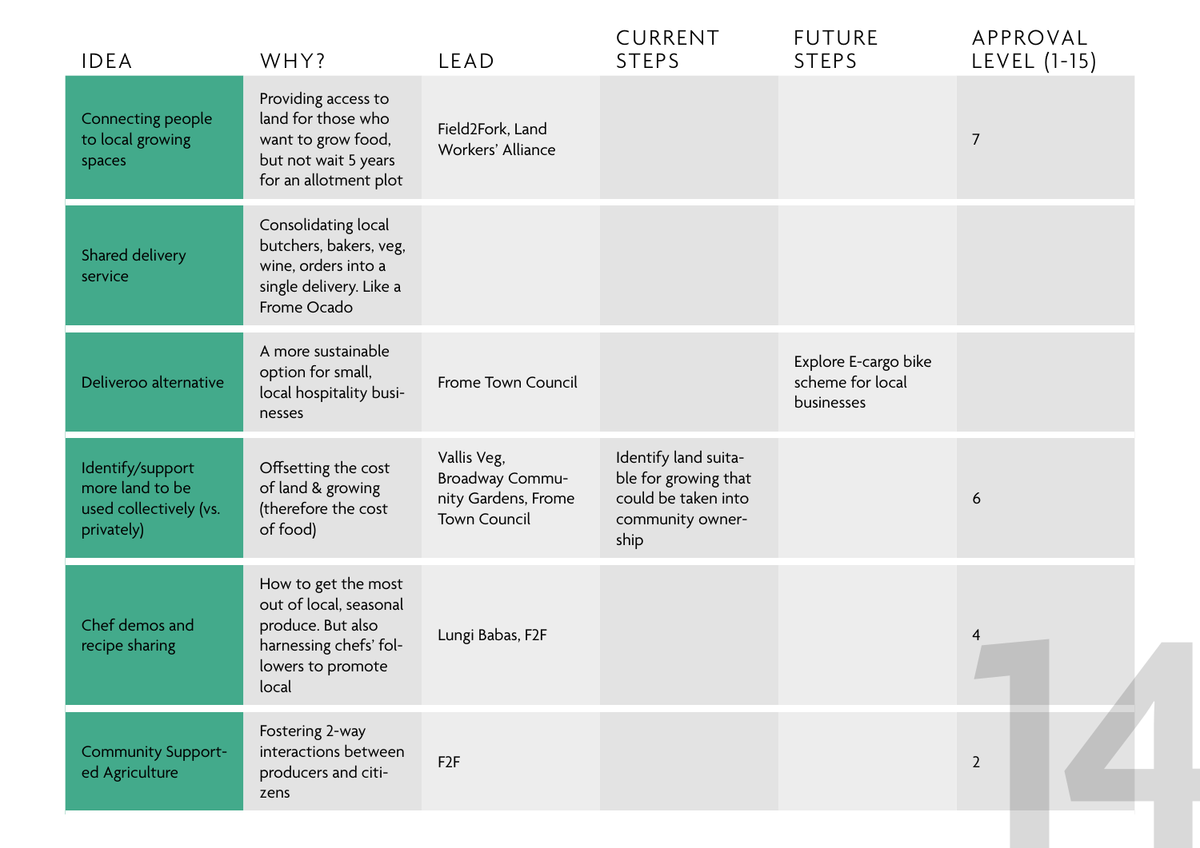| IDEA | WHY? | LEAD | CURRENT STEPS | FUTURE STEPS | APPROVAL LEVEL (1-15) |
|---|---|---|---|---|---|
| Connecting people to local growing spaces | Providing access to land for those who want to grow food, but not wait 5 years for an allotment plot | Field2Fork, Land Workers' Alliance | | | 7 |
| Shared delivery service | Consolidating local butchers, bakers, veg, wine, orders into a single delivery. Like a Frome Ocado | | | | |
| Deliveroo alternative | A more sustainable option for small, local hospitality businesses | Frome Town Council | | Explore E-cargo bike scheme for local businesses | |
| Identify/support more land to be used collectively (vs. privately) | Offsetting the cost of land & growing (therefore the cost of food) | Vallis Veg, Broadway Community Gardens, Frome Town Council | Identify land suitable for growing that could be taken into community ownership | | 6 |
| Chef demos and recipe sharing | How to get the most out of local, seasonal produce. But also harnessing chefs' followers to promote local | Lungi Babas, F2F | | | 4 |
| Community Supported Agriculture | Fostering 2-way interactions between producers and citizens | F2F | | | 2 |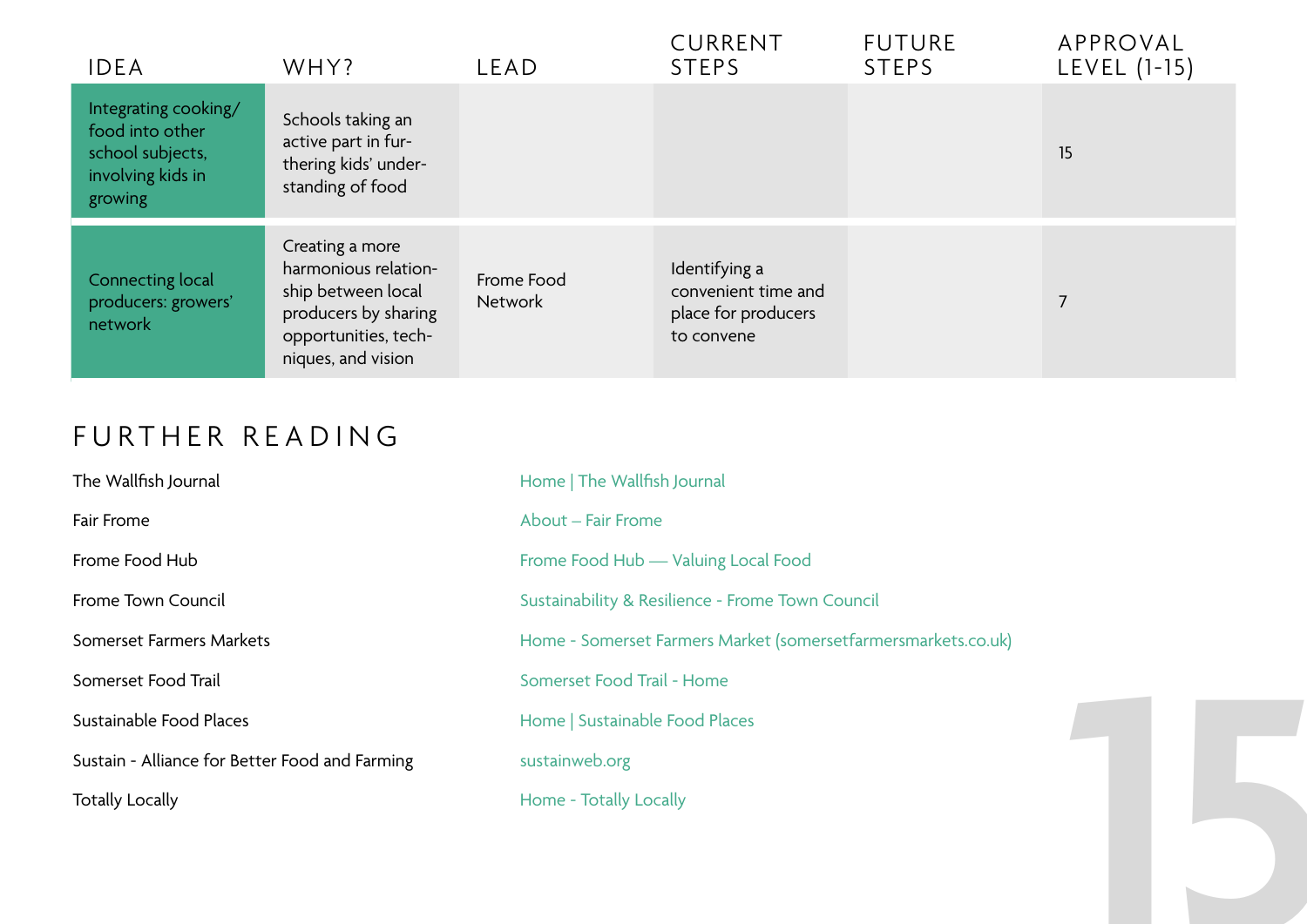| IDEA | WHY? | LEAD | CURRENT STEPS | FUTURE STEPS | APPROVAL LEVEL (1-15) |
|---|---|---|---|---|---|
| Integrating cooking/ food into other school subjects, involving kids in growing | Schools taking an active part in furthering kids' understanding of food | | | | 15 |
| Connecting local producers: growers' network | Creating a more harmonious relationship between local producers by sharing opportunities, techniques, and vision | Frome Food Network | Identifying a convenient time and place for producers to convene | | 7 |

## FURTHER READING

| | |
|---|---|
| The Wallfish Journal | Home \| The Wallfish Journal |
| Fair Frome | About – Fair Frome |
| Frome Food Hub | Frome Food Hub — Valuing Local Food |
| Frome Town Council | Sustainability & Resilience - Frome Town Council |
| Somerset Farmers Markets | Home - Somerset Farmers Market (somersetfarmersmarkets.co.uk) |
| Somerset Food Trail | Somerset Food Trail - Home |
| Sustainable Food Places | Home \| Sustainable Food Places |
| Sustain - Alliance for Better Food and Farming | sustainweb.org |
| Totally Locally | Home - Totally Locally |